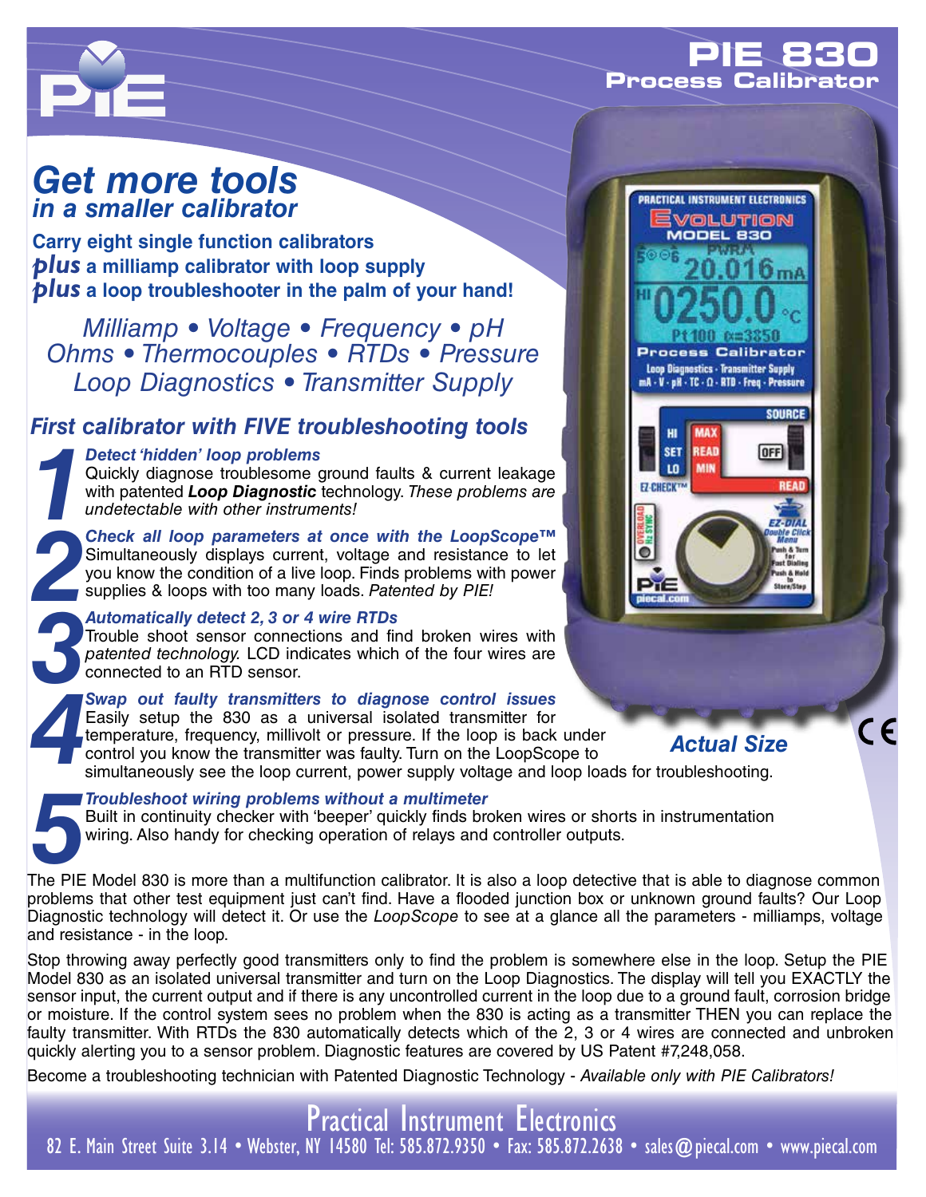# PIE 830

## Process Calibrator

# *Get more tools*
## *in a smaller calibrator*

**Carry eight single function calibrators**
***plus* a milliamp calibrator with loop supply**
***plus* a loop troubleshooter in the palm of your hand!**

*Milliamp • Voltage • Frequency • pH*
*Ohms • Thermocouples • RTDs • Pressure*
*Loop Diagnostics • Transmitter Supply*

## *First calibrator with FIVE troubleshooting tools*

**1** ***Detect 'hidden' loop problems***
Quickly diagnose troublesome ground faults & current leakage with patented ***Loop Diagnostic*** technology. *These problems are undetectable with other instruments!*

**2** ***Check all loop parameters at once with the LoopScope™***
Simultaneously displays current, voltage and resistance to let you know the condition of a live loop. Finds problems with power supplies & loops with too many loads. *Patented by PIE!*

**3** ***Automatically detect 2, 3 or 4 wire RTDs***
Trouble shoot sensor connections and find broken wires with *patented technology.* LCD indicates which of the four wires are connected to an RTD sensor.

**4** ***Swap out faulty transmitters to diagnose control issues***
Easily setup the 830 as a universal isolated transmitter for temperature, frequency, millivolt or pressure. If the loop is back under control you know the transmitter was faulty. Turn on the LoopScope to simultaneously see the loop current, power supply voltage and loop loads for troubleshooting.

***Actual Size***

**5** ***Troubleshoot wiring problems without a multimeter***
Built in continuity checker with 'beeper' quickly finds broken wires or shorts in instrumentation wiring. Also handy for checking operation of relays and controller outputs.

The PIE Model 830 is more than a multifunction calibrator. It is also a loop detective that is able to diagnose common problems that other test equipment just can't find. Have a flooded junction box or unknown ground faults? Our Loop Diagnostic technology will detect it. Or use the *LoopScope* to see at a glance all the parameters - milliamps, voltage and resistance - in the loop.

Stop throwing away perfectly good transmitters only to find the problem is somewhere else in the loop. Setup the PIE Model 830 as an isolated universal transmitter and turn on the Loop Diagnostics. The display will tell you EXACTLY the sensor input, the current output and if there is any uncontrolled current in the loop due to a ground fault, corrosion bridge or moisture. If the control system sees no problem when the 830 is acting as a transmitter THEN you can replace the faulty transmitter. With RTDs the 830 automatically detects which of the 2, 3 or 4 wires are connected and unbroken quickly alerting you to a sensor problem. Diagnostic features are covered by US Patent #7,248,058.

Become a troubleshooting technician with Patented Diagnostic Technology - *Available only with PIE Calibrators!*

**Practical Instrument Electronics**
82 E. Main Street Suite 3.14 • Webster, NY 14580 Tel: 585.872.9350 • Fax: 585.872.2638 • sales@piecal.com • www.piecal.com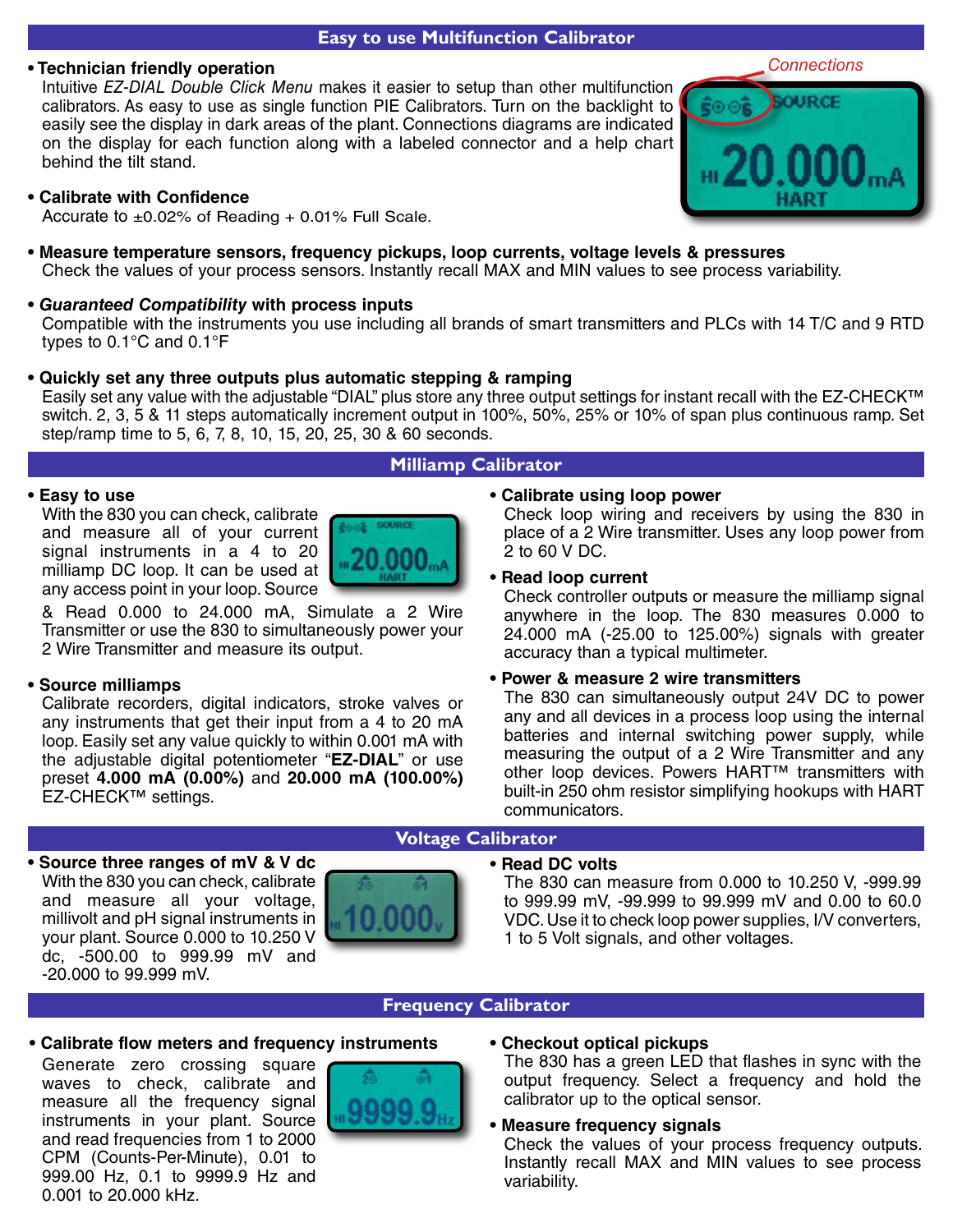## Easy to use Multifunction Calibrator

- **Technician friendly operation**
  Intuitive *EZ-DIAL Double Click Menu* makes it easier to setup than other multifunction calibrators. As easy to use as single function PIE Calibrators. Turn on the backlight to easily see the display in dark areas of the plant. Connections diagrams are indicated on the display for each function along with a labeled connector and a help chart behind the tilt stand.

- **Calibrate with Confidence**
  Accurate to ±0.02% of Reading + 0.01% Full Scale.

- **Measure temperature sensors, frequency pickups, loop currents, voltage levels & pressures**
  Check the values of your process sensors. Instantly recall MAX and MIN values to see process variability.

- ***Guaranteed Compatibility* with process inputs**
  Compatible with the instruments you use including all brands of smart transmitters and PLCs with 14 T/C and 9 RTD types to 0.1°C and 0.1°F

- **Quickly set any three outputs plus automatic stepping & ramping**
  Easily set any value with the adjustable "DIAL" plus store any three output settings for instant recall with the EZ-CHECK™ switch. 2, 3, 5 & 11 steps automatically increment output in 100%, 50%, 25% or 10% of span plus continuous ramp. Set step/ramp time to 5, 6, 7, 8, 10, 15, 20, 25, 30 & 60 seconds.

## Milliamp Calibrator

- **Easy to use**
  With the 830 you can check, calibrate and measure all of your current signal instruments in a 4 to 20 milliamp DC loop. It can be used at any access point in your loop. Source & Read 0.000 to 24.000 mA, Simulate a 2 Wire Transmitter or use the 830 to simultaneously power your 2 Wire Transmitter and measure its output.

- **Source milliamps**
  Calibrate recorders, digital indicators, stroke valves or any instruments that get their input from a 4 to 20 mA loop. Easily set any value quickly to within 0.001 mA with the adjustable digital potentiometer "**EZ-DIAL**" or use preset **4.000 mA (0.00%)** and **20.000 mA (100.00%)** EZ-CHECK™ settings.

- **Calibrate using loop power**
  Check loop wiring and receivers by using the 830 in place of a 2 Wire transmitter. Uses any loop power from 2 to 60 V DC.

- **Read loop current**
  Check controller outputs or measure the milliamp signal anywhere in the loop. The 830 measures 0.000 to 24.000 mA (-25.00 to 125.00%) signals with greater accuracy than a typical multimeter.

- **Power & measure 2 wire transmitters**
  The 830 can simultaneously output 24V DC to power any and all devices in a process loop using the internal batteries and internal switching power supply, while measuring the output of a 2 Wire Transmitter and any other loop devices. Powers HART™ transmitters with built-in 250 ohm resistor simplifying hookups with HART communicators.

## Voltage Calibrator

- **Source three ranges of mV & V dc**
  With the 830 you can check, calibrate and measure all your voltage, millivolt and pH signal instruments in your plant. Source 0.000 to 10.250 V dc, -500.00 to 999.99 mV and -20.000 to 99.999 mV.

- **Read DC volts**
  The 830 can measure from 0.000 to 10.250 V, -999.99 to 999.99 mV, -99.999 to 99.999 mV and 0.00 to 60.0 VDC. Use it to check loop power supplies, I/V converters, 1 to 5 Volt signals, and other voltages.

## Frequency Calibrator

- **Calibrate flow meters and frequency instruments**
  Generate zero crossing square waves to check, calibrate and measure all the frequency signal instruments in your plant. Source and read frequencies from 1 to 2000 CPM (Counts-Per-Minute), 0.01 to 999.00 Hz, 0.1 to 9999.9 Hz and 0.001 to 20.000 kHz.

- **Checkout optical pickups**
  The 830 has a green LED that flashes in sync with the output frequency. Select a frequency and hold the calibrator up to the optical sensor.

- **Measure frequency signals**
  Check the values of your process frequency outputs. Instantly recall MAX and MIN values to see process variability.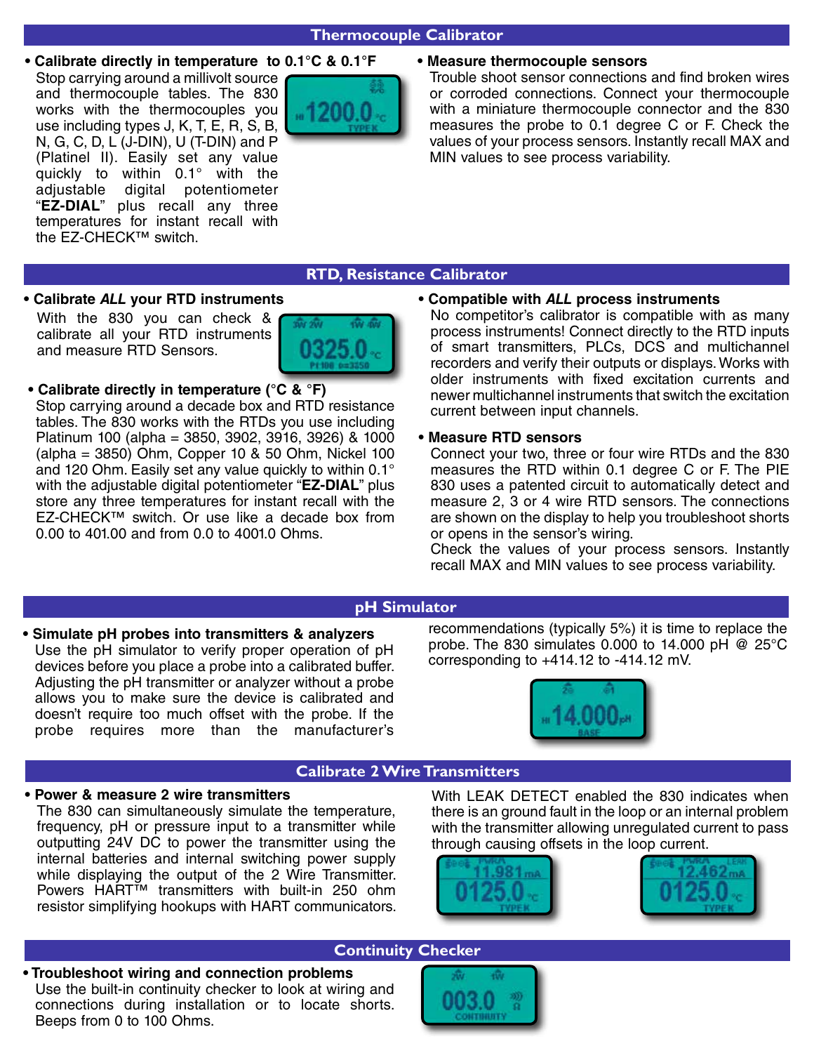## Thermocouple Calibrator

- **Calibrate directly in temperature to 0.1°C & 0.1°F**
  Stop carrying around a millivolt source and thermocouple tables. The 830 works with the thermocouples you use including types J, K, T, E, R, S, B, N, G, C, D, L (J-DIN), U (T-DIN) and P (Platinel II). Easily set any value quickly to within 0.1° with the adjustable digital potentiometer "**EZ-DIAL**" plus recall any three temperatures for instant recall with the EZ-CHECK™ switch.

- **Measure thermocouple sensors**
  Trouble shoot sensor connections and find broken wires or corroded connections. Connect your thermocouple with a miniature thermocouple connector and the 830 measures the probe to 0.1 degree C or F. Check the values of your process sensors. Instantly recall MAX and MIN values to see process variability.

## RTD, Resistance Calibrator

- **Calibrate *ALL* your RTD instruments**
  With the 830 you can check & calibrate all your RTD instruments and measure RTD Sensors.

- **Calibrate directly in temperature (°C & °F)**
  Stop carrying around a decade box and RTD resistance tables. The 830 works with the RTDs you use including Platinum 100 (alpha = 3850, 3902, 3916, 3926) & 1000 (alpha = 3850) Ohm, Copper 10 & 50 Ohm, Nickel 100 and 120 Ohm. Easily set any value quickly to within 0.1° with the adjustable digital potentiometer "**EZ-DIAL**" plus store any three temperatures for instant recall with the EZ-CHECK™ switch. Or use like a decade box from 0.00 to 401.00 and from 0.0 to 4001.0 Ohms.

- **Compatible with *ALL* process instruments**
  No competitor's calibrator is compatible with as many process instruments! Connect directly to the RTD inputs of smart transmitters, PLCs, DCS and multichannel recorders and verify their outputs or displays. Works with older instruments with fixed excitation currents and newer multichannel instruments that switch the excitation current between input channels.

- **Measure RTD sensors**
  Connect your two, three or four wire RTDs and the 830 measures the RTD within 0.1 degree C or F. The PIE 830 uses a patented circuit to automatically detect and measure 2, 3 or 4 wire RTD sensors. The connections are shown on the display to help you troubleshoot shorts or opens in the sensor's wiring.
  Check the values of your process sensors. Instantly recall MAX and MIN values to see process variability.

## pH Simulator

- **Simulate pH probes into transmitters & analyzers**
  Use the pH simulator to verify proper operation of pH devices before you place a probe into a calibrated buffer. Adjusting the pH transmitter or analyzer without a probe allows you to make sure the device is calibrated and doesn't require too much offset with the probe. If the probe requires more than the manufacturer's recommendations (typically 5%) it is time to replace the probe. The 830 simulates 0.000 to 14.000 pH @ 25°C corresponding to +414.12 to -414.12 mV.

## Calibrate 2 Wire Transmitters

- **Power & measure 2 wire transmitters**
  The 830 can simultaneously simulate the temperature, frequency, pH or pressure input to a transmitter while outputting 24V DC to power the transmitter using the internal batteries and internal switching power supply while displaying the output of the 2 Wire Transmitter. Powers HART™ transmitters with built-in 250 ohm resistor simplifying hookups with HART communicators.

With LEAK DETECT enabled the 830 indicates when there is an ground fault in the loop or an internal problem with the transmitter allowing unregulated current to pass through causing offsets in the loop current.

## Continuity Checker

- **Troubleshoot wiring and connection problems**
  Use the built-in continuity checker to look at wiring and connections during installation or to locate shorts. Beeps from 0 to 100 Ohms.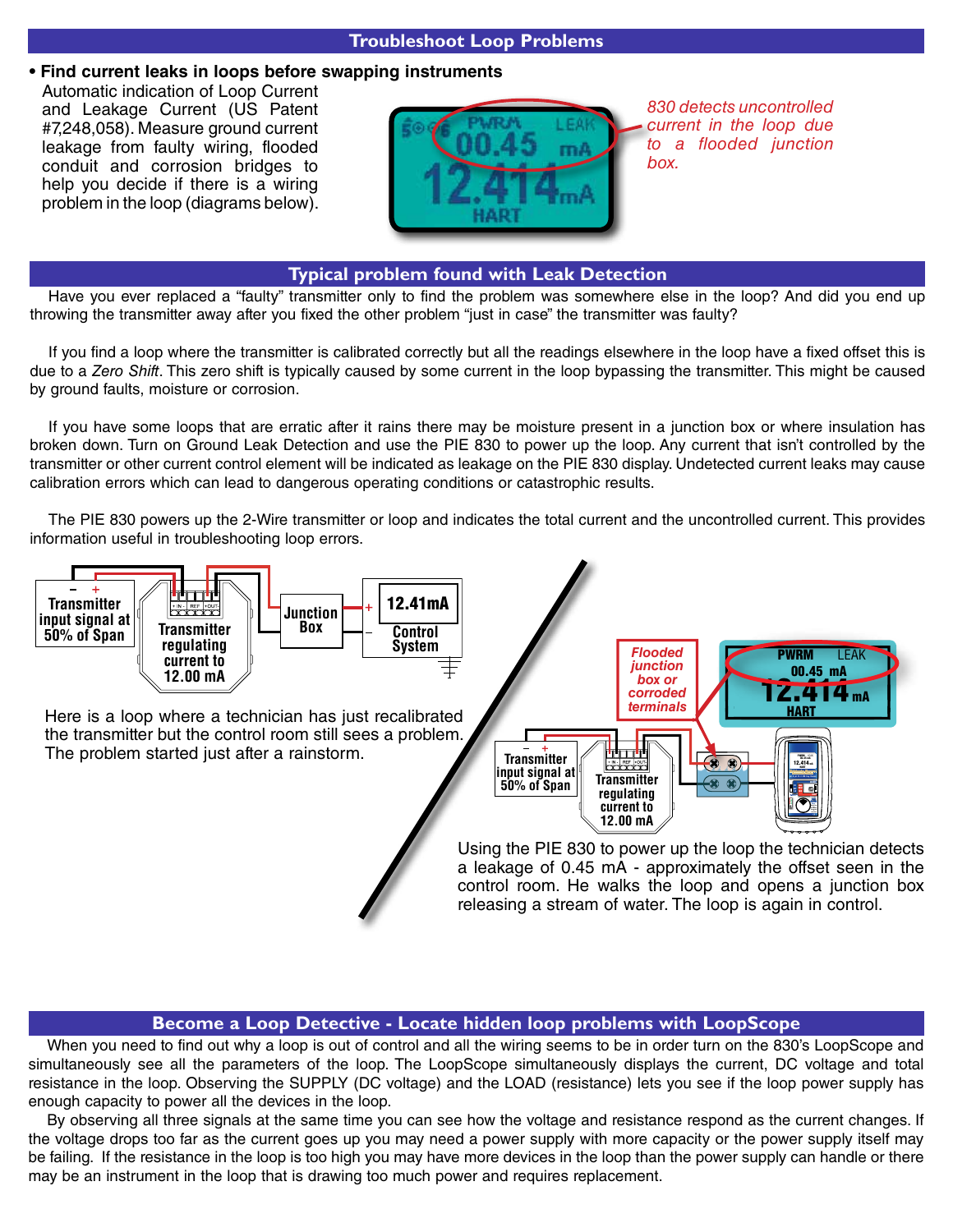## Troubleshoot Loop Problems

- **Find current leaks in loops before swapping instruments**

Automatic indication of Loop Current and Leakage Current (US Patent #7,248,058). Measure ground current leakage from faulty wiring, flooded conduit and corrosion bridges to help you decide if there is a wiring problem in the loop (diagrams below).

*830 detects uncontrolled current in the loop due to a flooded junction box.*

## Typical problem found with Leak Detection

Have you ever replaced a "faulty" transmitter only to find the problem was somewhere else in the loop? And did you end up throwing the transmitter away after you fixed the other problem "just in case" the transmitter was faulty?

If you find a loop where the transmitter is calibrated correctly but all the readings elsewhere in the loop have a fixed offset this is due to a *Zero Shift*. This zero shift is typically caused by some current in the loop bypassing the transmitter. This might be caused by ground faults, moisture or corrosion.

If you have some loops that are erratic after it rains there may be moisture present in a junction box or where insulation has broken down. Turn on Ground Leak Detection and use the PIE 830 to power up the loop. Any current that isn't controlled by the transmitter or other current control element will be indicated as leakage on the PIE 830 display. Undetected current leaks may cause calibration errors which can lead to dangerous operating conditions or catastrophic results.

The PIE 830 powers up the 2-Wire transmitter or loop and indicates the total current and the uncontrolled current. This provides information useful in troubleshooting loop errors.

Here is a loop where a technician has just recalibrated the transmitter but the control room still sees a problem. The problem started just after a rainstorm.

Using the PIE 830 to power up the loop the technician detects a leakage of 0.45 mA - approximately the offset seen in the control room. He walks the loop and opens a junction box releasing a stream of water. The loop is again in control.

## Become a Loop Detective - Locate hidden loop problems with LoopScope

When you need to find out why a loop is out of control and all the wiring seems to be in order turn on the 830's LoopScope and simultaneously see all the parameters of the loop. The LoopScope simultaneously displays the current, DC voltage and total resistance in the loop. Observing the SUPPLY (DC voltage) and the LOAD (resistance) lets you see if the loop power supply has enough capacity to power all the devices in the loop.

By observing all three signals at the same time you can see how the voltage and resistance respond as the current changes. If the voltage drops too far as the current goes up you may need a power supply with more capacity or the power supply itself may be failing. If the resistance in the loop is too high you may have more devices in the loop than the power supply can handle or there may be an instrument in the loop that is drawing too much power and requires replacement.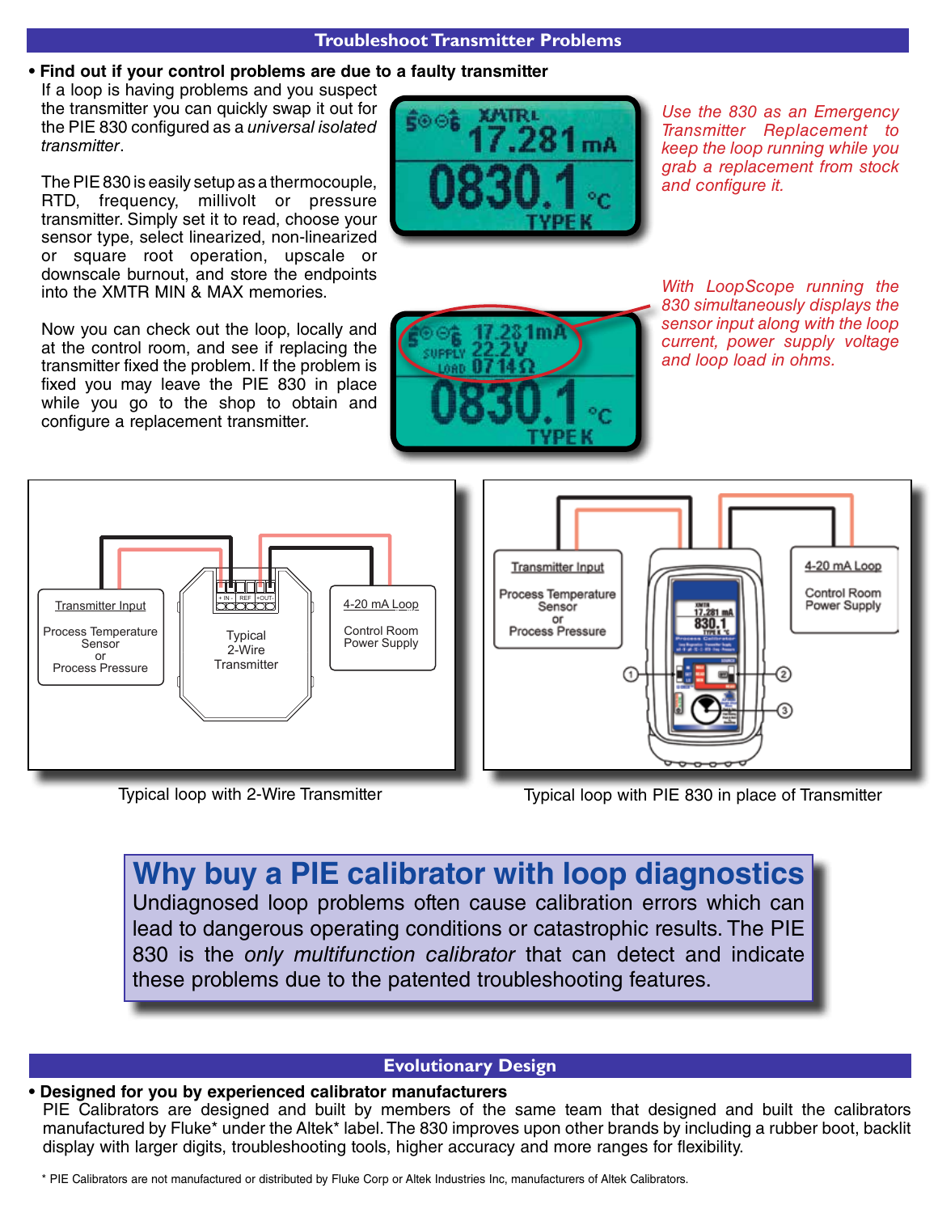## Troubleshoot Transmitter Problems

- **Find out if your control problems are due to a faulty transmitter**

If a loop is having problems and you suspect the transmitter you can quickly swap it out for the PIE 830 configured as a *universal isolated transmitter*.

The PIE 830 is easily setup as a thermocouple, RTD, frequency, millivolt or pressure transmitter. Simply set it to read, choose your sensor type, select linearized, non-linearized or square root operation, upscale or downscale burnout, and store the endpoints into the XMTR MIN & MAX memories.

Now you can check out the loop, locally and at the control room, and see if replacing the transmitter fixed the problem. If the problem is fixed you may leave the PIE 830 in place while you go to the shop to obtain and configure a replacement transmitter.

*Use the 830 as an Emergency Transmitter Replacement to keep the loop running while you grab a replacement from stock and configure it.*

*With LoopScope running the 830 simultaneously displays the sensor input along with the loop current, power supply voltage and loop load in ohms.*

Typical loop with 2-Wire Transmitter

Typical loop with PIE 830 in place of Transmitter

## Why buy a PIE calibrator with loop diagnostics

Undiagnosed loop problems often cause calibration errors which can lead to dangerous operating conditions or catastrophic results. The PIE 830 is the *only multifunction calibrator* that can detect and indicate these problems due to the patented troubleshooting features.

## Evolutionary Design

- **Designed for you by experienced calibrator manufacturers**

PIE Calibrators are designed and built by members of the same team that designed and built the calibrators manufactured by Fluke* under the Altek* label. The 830 improves upon other brands by including a rubber boot, backlit display with larger digits, troubleshooting tools, higher accuracy and more ranges for flexibility.

* PIE Calibrators are not manufactured or distributed by Fluke Corp or Altek Industries Inc, manufacturers of Altek Calibrators.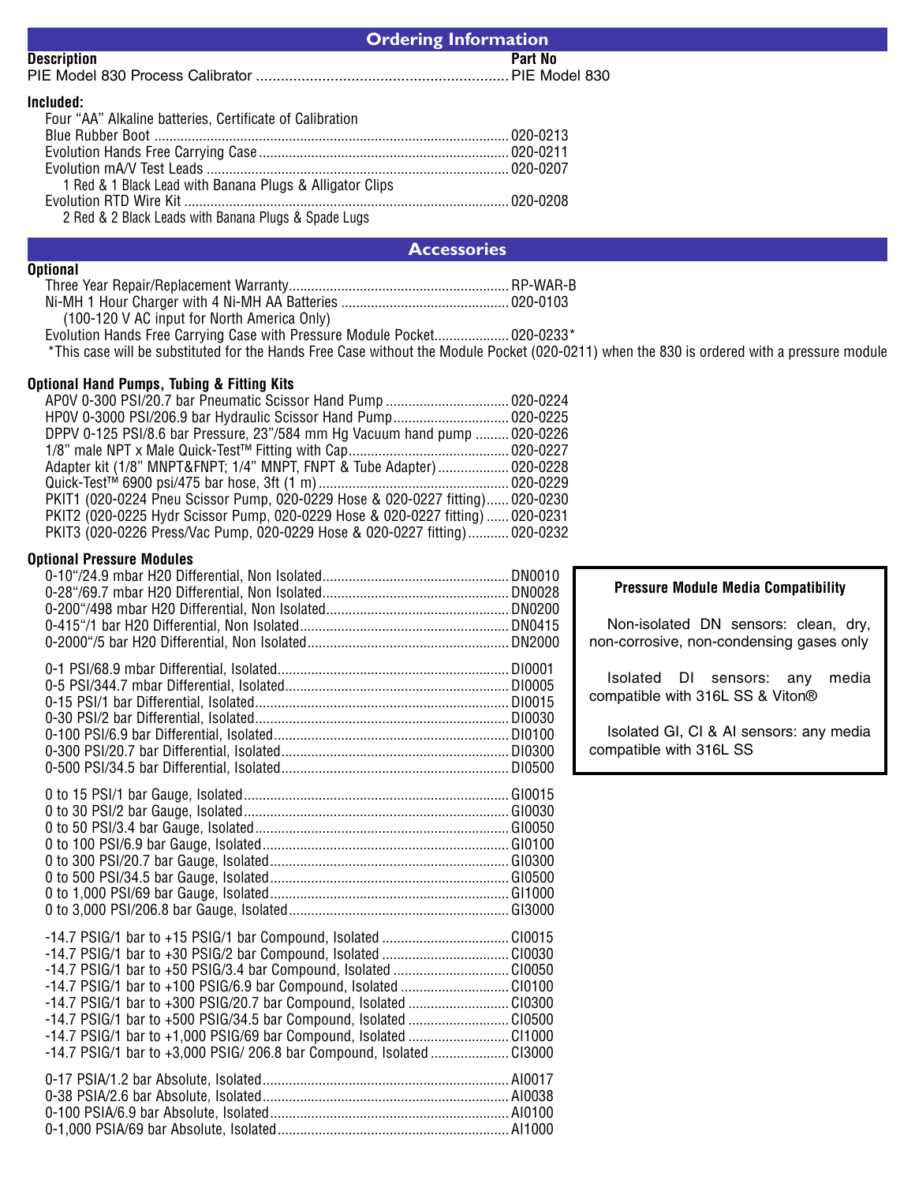## Ordering Information

| Description | Part No |
|---|---|
| PIE Model 830 Process Calibrator | PIE Model 830 |

**Included:**

| | |
|---|---|
| Four "AA" Alkaline batteries, Certificate of Calibration | |
| Blue Rubber Boot | 020-0213 |
| Evolution Hands Free Carrying Case | 020-0211 |
| Evolution mA/V Test Leads | 020-0207 |
| 1 Red & 1 Black Lead with Banana Plugs & Alligator Clips | |
| Evolution RTD Wire Kit | 020-0208 |
| 2 Red & 2 Black Leads with Banana Plugs & Spade Lugs | |

## Accessories

**Optional**

| | |
|---|---|
| Three Year Repair/Replacement Warranty | RP-WAR-B |
| Ni-MH 1 Hour Charger with 4 Ni-MH AA Batteries (100-120 V AC input for North America Only) | 020-0103 |
| Evolution Hands Free Carrying Case with Pressure Module Pocket | 020-0233* |

*This case will be substituted for the Hands Free Case without the Module Pocket (020-0211) when the 830 is ordered with a pressure module

**Optional Hand Pumps, Tubing & Fitting Kits**

| | |
|---|---|
| APOV 0-300 PSI/20.7 bar Pneumatic Scissor Hand Pump | 020-0224 |
| HPOV 0-3000 PSI/206.9 bar Hydraulic Scissor Hand Pump | 020-0225 |
| DPPV 0-125 PSI/8.6 bar Pressure, 23"/584 mm Hg Vacuum hand pump | 020-0226 |
| 1/8" male NPT x Male Quick-Test™ Fitting with Cap | 020-0227 |
| Adapter kit (1/8" MNPT&FNPT; 1/4" MNPT, FNPT & Tube Adapter) | 020-0228 |
| Quick-Test™ 6900 psi/475 bar hose, 3ft (1 m) | 020-0229 |
| PKIT1 (020-0224 Pneu Scissor Pump, 020-0229 Hose & 020-0227 fitting) | 020-0230 |
| PKIT2 (020-0225 Hydr Scissor Pump, 020-0229 Hose & 020-0227 fitting) | 020-0231 |
| PKIT3 (020-0226 Press/Vac Pump, 020-0229 Hose & 020-0227 fitting) | 020-0232 |

**Optional Pressure Modules**

| | |
|---|---|
| 0-10"/24.9 mbar H20 Differential, Non Isolated | DN0010 |
| 0-28"/69.7 mbar H20 Differential, Non Isolated | DN0028 |
| 0-200"/498 mbar H20 Differential, Non Isolated | DN0200 |
| 0-415"/1 bar H20 Differential, Non Isolated | DN0415 |
| 0-2000"/5 bar H20 Differential, Non Isolated | DN2000 |
| 0-1 PSI/68.9 mbar Differential, Isolated | DI0001 |
| 0-5 PSI/344.7 mbar Differential, Isolated | DI0005 |
| 0-15 PSI/1 bar Differential, Isolated | DI0015 |
| 0-30 PSI/2 bar Differential, Isolated | DI0030 |
| 0-100 PSI/6.9 bar Differential, Isolated | DI0100 |
| 0-300 PSI/20.7 bar Differential, Isolated | DI0300 |
| 0-500 PSI/34.5 bar Differential, Isolated | DI0500 |
| 0 to 15 PSI/1 bar Gauge, Isolated | GI0015 |
| 0 to 30 PSI/2 bar Gauge, Isolated | GI0030 |
| 0 to 50 PSI/3.4 bar Gauge, Isolated | GI0050 |
| 0 to 100 PSI/6.9 bar Gauge, Isolated | GI0100 |
| 0 to 300 PSI/20.7 bar Gauge, Isolated | GI0300 |
| 0 to 500 PSI/34.5 bar Gauge, Isolated | GI0500 |
| 0 to 1,000 PSI/69 bar Gauge, Isolated | GI1000 |
| 0 to 3,000 PSI/206.8 bar Gauge, Isolated | GI3000 |
| -14.7 PSIG/1 bar to +15 PSIG/1 bar Compound, Isolated | CI0015 |
| -14.7 PSIG/1 bar to +30 PSIG/2 bar Compound, Isolated | CI0030 |
| -14.7 PSIG/1 bar to +50 PSIG/3.4 bar Compound, Isolated | CI0050 |
| -14.7 PSIG/1 bar to +100 PSIG/6.9 bar Compound, Isolated | CI0100 |
| -14.7 PSIG/1 bar to +300 PSIG/20.7 bar Compound, Isolated | CI0300 |
| -14.7 PSIG/1 bar to +500 PSIG/34.5 bar Compound, Isolated | CI0500 |
| -14.7 PSIG/1 bar to +1,000 PSIG/69 bar Compound, Isolated | CI1000 |
| -14.7 PSIG/1 bar to +3,000 PSIG/ 206.8 bar Compound, Isolated | CI3000 |
| 0-17 PSIA/1.2 bar Absolute, Isolated | AI0017 |
| 0-38 PSIA/2.6 bar Absolute, Isolated | AI0038 |
| 0-100 PSIA/6.9 bar Absolute, Isolated | AI0100 |
| 0-1,000 PSIA/69 bar Absolute, Isolated | AI1000 |

**Pressure Module Media Compatibility**

Non-isolated DN sensors: clean, dry, non-corrosive, non-condensing gases only

Isolated DI sensors: any media compatible with 316L SS & Viton®

Isolated GI, CI & AI sensors: any media compatible with 316L SS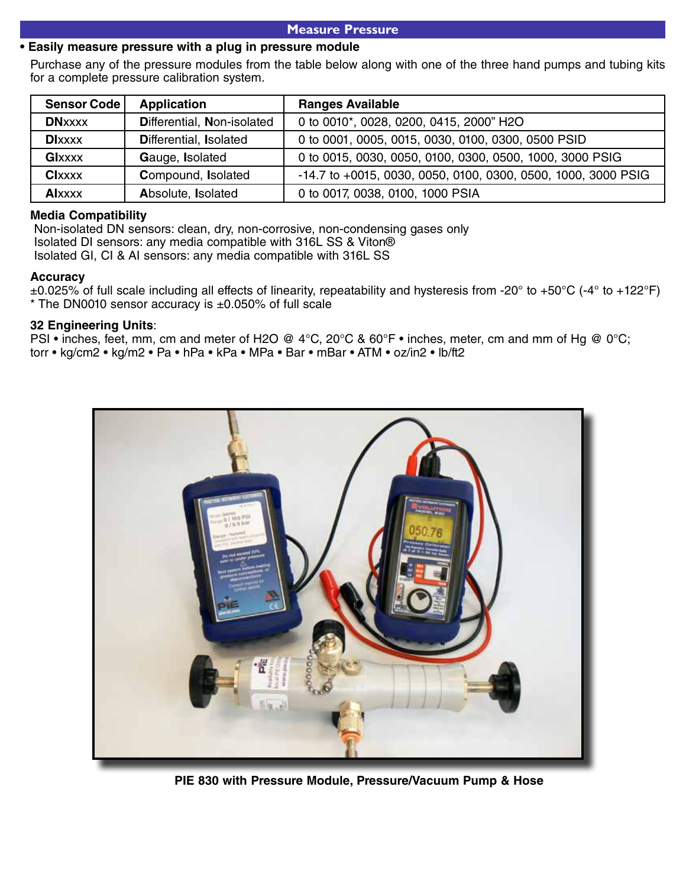## Measure Pressure

- **Easily measure pressure with a plug in pressure module**

Purchase any of the pressure modules from the table below along with one of the three hand pumps and tubing kits for a complete pressure calibration system.

| Sensor Code | Application | Ranges Available |
|---|---|---|
| **DN**xxxx | **D**ifferential, **N**on-isolated | 0 to 0010*, 0028, 0200, 0415, 2000” H2O |
| **DI**xxxx | **D**ifferential, **I**solated | 0 to 0001, 0005, 0015, 0030, 0100, 0300, 0500 PSID |
| **GI**xxxx | **G**auge, **I**solated | 0 to 0015, 0030, 0050, 0100, 0300, 0500, 1000, 3000 PSIG |
| **CI**xxxx | **C**ompound, **I**solated | -14.7 to +0015, 0030, 0050, 0100, 0300, 0500, 1000, 3000 PSIG |
| **AI**xxxx | **A**bsolute, **I**solated | 0 to 0017, 0038, 0100, 1000 PSIA |

**Media Compatibility**

Non-isolated DN sensors: clean, dry, non-corrosive, non-condensing gases only
Isolated DI sensors: any media compatible with 316L SS & Viton®
Isolated GI, CI & AI sensors: any media compatible with 316L SS

**Accuracy**

±0.025% of full scale including all effects of linearity, repeatability and hysteresis from -20° to +50°C (-4° to +122°F)
* The DN0010 sensor accuracy is ±0.050% of full scale

**32 Engineering Units**:

PSI • inches, feet, mm, cm and meter of H2O @ 4°C, 20°C & 60°F • inches, meter, cm and mm of Hg @ 0°C; torr • kg/cm2 • kg/m2 • Pa • hPa • kPa • MPa • Bar • mBar • ATM • oz/in2 • lb/ft2

**PIE 830 with Pressure Module, Pressure/Vacuum Pump & Hose**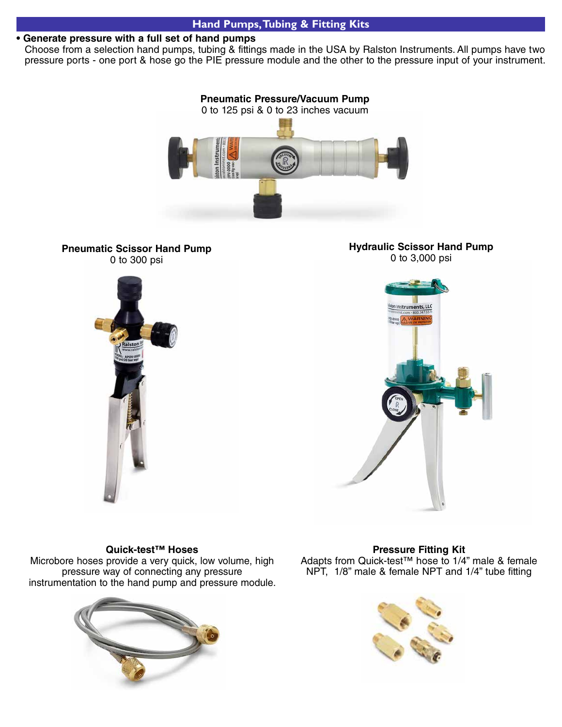## Hand Pumps, Tubing & Fitting Kits

- **Generate pressure with a full set of hand pumps**
  Choose from a selection hand pumps, tubing & fittings made in the USA by Ralston Instruments. All pumps have two pressure ports - one port & hose go the PIE pressure module and the other to the pressure input of your instrument.

**Pneumatic Pressure/Vacuum Pump**
0 to 125 psi & 0 to 23 inches vacuum

**Pneumatic Scissor Hand Pump**
0 to 300 psi

**Hydraulic Scissor Hand Pump**
0 to 3,000 psi

**Quick-test™ Hoses**
Microbore hoses provide a very quick, low volume, high pressure way of connecting any pressure instrumentation to the hand pump and pressure module.

**Pressure Fitting Kit**
Adapts from Quick-test™ hose to 1/4" male & female NPT, 1/8" male & female NPT and 1/4" tube fitting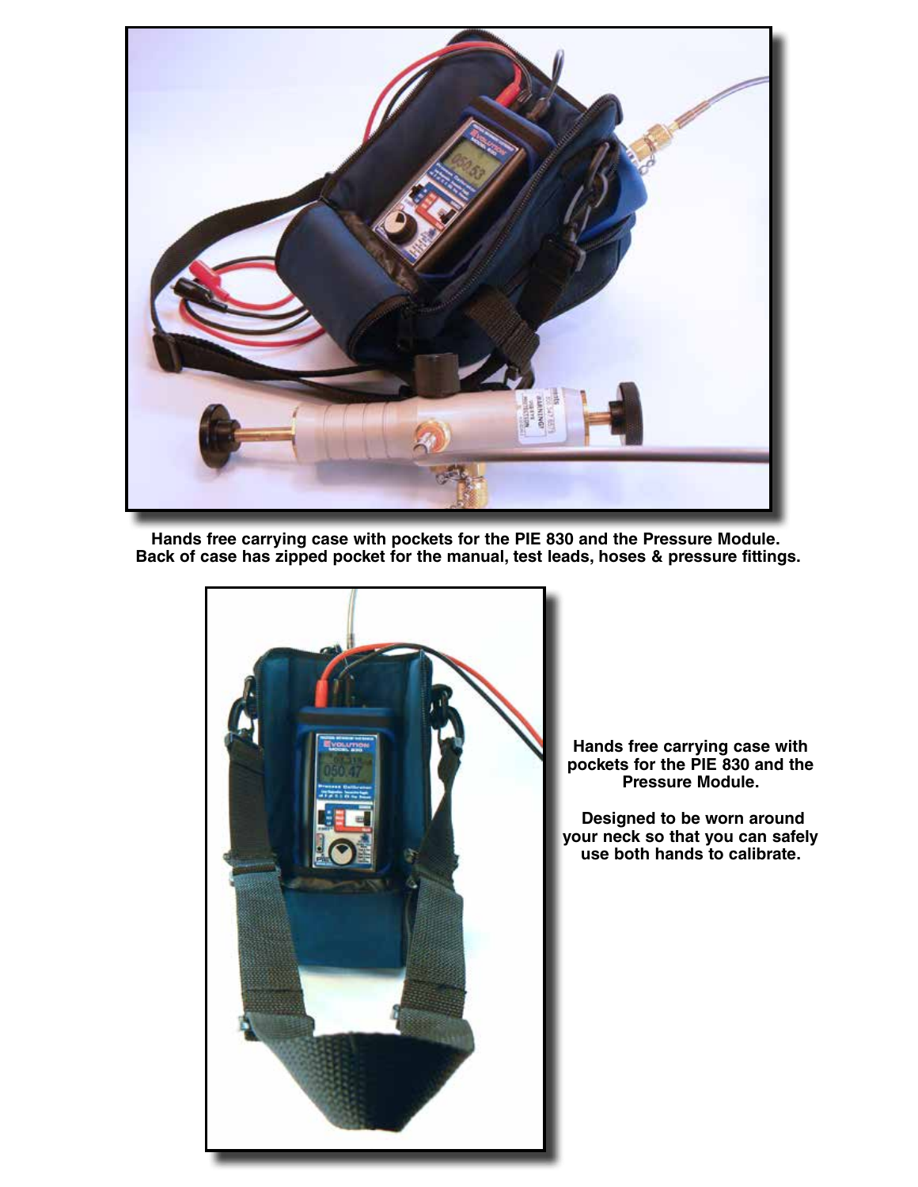Hands free carrying case with pockets for the PIE 830 and the Pressure Module.
Back of case has zipped pocket for the manual, test leads, hoses & pressure fittings.

Hands free carrying case with pockets for the PIE 830 and the Pressure Module.

Designed to be worn around your neck so that you can safely use both hands to calibrate.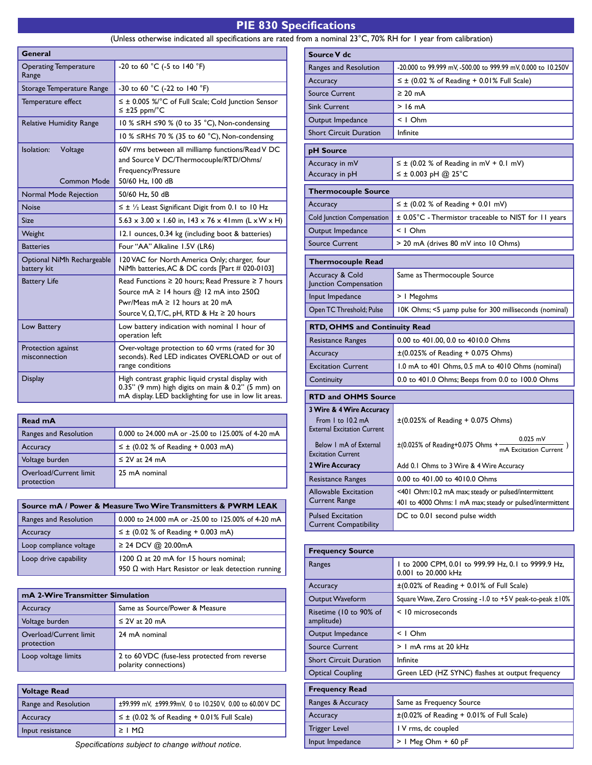# PIE 830 Specifications

(Unless otherwise indicated all specifications are rated from a nominal 23°C, 70% RH for 1 year from calibration)

| General | |
|---|---|
| Operating Temperature Range | -20 to 60 °C (-5 to 140 °F) |
| Storage Temperature Range | -30 to 60 °C (-22 to 140 °F) |
| Temperature effect | ≤ ± 0.005 %/°C of Full Scale; Cold Junction Sensor ≤ ±25 ppm/°C |
| Relative Humidity Range | 10 % ≤RH ≤90 % (0 to 35 °C), Non-condensing |
| | 10 % ≤RH≤ 70 % (35 to 60 °C), Non-condensing |
| Isolation: Voltage | 60V rms between all milliamp functions/Read V DC and Source V DC/Thermocouple/RTD/Ohms/ Frequency/Pressure |
| Common Mode | 50/60 Hz, 100 dB |
| Normal Mode Rejection | 50/60 Hz, 50 dB |
| Noise | ≤ ± ½ Least Significant Digit from 0.1 to 10 Hz |
| Size | 5.63 x 3.00 x 1.60 in, 143 x 76 x 41mm (L x W x H) |
| Weight | 12.1 ounces, 0.34 kg (including boot & batteries) |
| Batteries | Four "AA" Alkaline 1.5V (LR6) |
| Optional NiMh Rechargeable battery kit | 120 VAC for North America Only; charger, four NiMh batteries, AC & DC cords [Part # 020-0103] |
| Battery Life | Read Functions ≥ 20 hours; Read Pressure ≥ 7 hours<br>Source mA ≥ 14 hours @ 12 mA into 250Ω<br>Pwr/Meas mA ≥ 12 hours at 20 mA<br>Source V, Ω, T/C, pH, RTD & Hz ≥ 20 hours |
| Low Battery | Low battery indication with nominal 1 hour of operation left |
| Protection against misconnection | Over-voltage protection to 60 vrms (rated for 30 seconds). Red LED indicates OVERLOAD or out of range conditions |
| Display | High contrast graphic liquid crystal display with 0.35" (9 mm) high digits on main & 0.2" (5 mm) on mA display. LED backlighting for use in low lit areas. |

| Read mA | |
|---|---|
| Ranges and Resolution | 0.000 to 24.000 mA or -25.00 to 125.00% of 4-20 mA |
| Accuracy | ≤ ± (0.02 % of Reading + 0.003 mA) |
| Voltage burden | ≤ 2V at 24 mA |
| Overload/Current limit protection | 25 mA nominal |

| Source mA / Power & Measure Two Wire Transmitters & PWRM LEAK | |
|---|---|
| Ranges and Resolution | 0.000 to 24.000 mA or -25.00 to 125.00% of 4-20 mA |
| Accuracy | ≤ ± (0.02 % of Reading + 0.003 mA) |
| Loop compliance voltage | ≥ 24 DCV @ 20.00mA |
| Loop drive capability | 1200 Ω at 20 mA for 15 hours nominal;<br>950 Ω with Hart Resistor or leak detection running |

| mA 2-Wire Transmitter Simulation | |
|---|---|
| Accuracy | Same as Source/Power & Measure |
| Voltage burden | ≤ 2V at 20 mA |
| Overload/Current limit protection | 24 mA nominal |
| Loop voltage limits | 2 to 60 VDC (fuse-less protected from reverse polarity connections) |

| Voltage Read | |
|---|---|
| Range and Resolution | ±99.999 mV, ±999.99mV, 0 to 10.250 V, 0.00 to 60.00 V DC |
| Accuracy | ≤ ± (0.02 % of Reading + 0.01% Full Scale) |
| Input resistance | ≥ 1 MΩ |

| Source V dc | |
|---|---|
| Ranges and Resolution | -20.000 to 99.999 mV, -500.00 to 999.99 mV, 0.000 to 10.250V |
| Accuracy | ≤ ± (0.02 % of Reading + 0.01% Full Scale) |
| Source Current | ≥ 20 mA |
| Sink Current | > 16 mA |
| Output Impedance | < 1 Ohm |
| Short Circuit Duration | Infinite |

| pH Source | |
|---|---|
| Accuracy in mV | ≤ ± (0.02 % of Reading in mV + 0.1 mV) |
| Accuracy in pH | ≤ ± 0.003 pH @ 25°C |

| Thermocouple Source | |
|---|---|
| Accuracy | ≤ ± (0.02 % of Reading + 0.01 mV) |
| Cold Junction Compensation | ± 0.05°C - Thermistor traceable to NIST for 11 years |
| Output Impedance | < 1 Ohm |
| Source Current | > 20 mA (drives 80 mV into 10 Ohms) |

| Thermocouple Read | |
|---|---|
| Accuracy & Cold Junction Compensation | Same as Thermocouple Source |
| Input Impedance | > 1 Megohms |
| Open TC Threshold; Pulse | 10K Ohms; <5 µamp pulse for 300 milliseconds (nominal) |

| RTD, OHMS and Continuity Read | |
|---|---|
| Resistance Ranges | 0.00 to 401.00, 0.0 to 4010.0 Ohms |
| Accuracy | ±(0.025% of Reading + 0.075 Ohms) |
| Excitation Current | 1.0 mA to 401 Ohms, 0.5 mA to 4010 Ohms (nominal) |
| Continuity | 0.0 to 401.0 Ohms; Beeps from 0.0 to 100.0 Ohms |

| RTD and OHMS Source | |
|---|---|
| **3 Wire & 4 Wire Accuracy** From 1 to 10.2 mA External Excitation Current | ±(0.025% of Reading + 0.075 Ohms) |
| Below 1 mA of External Excitation Current | ±(0.025% of Reading+0.075 Ohms + $\frac{0.025\text{ mV}}{\text{mA Excitation Current}}$ ) |
| **2 Wire Accuracy** | Add 0.1 Ohms to 3 Wire & 4 Wire Accuracy |
| Resistance Ranges | 0.00 to 401.00 to 4010.0 Ohms |
| Allowable Excitation Current Range | <401 Ohm:10.2 mA max; steady or pulsed/intermittent<br>401 to 4000 Ohms: 1 mA max; steady or pulsed/intermittent |
| Pulsed Excitation Current Compatibility | DC to 0.01 second pulse width |

| Frequency Source | |
|---|---|
| Ranges | 1 to 2000 CPM, 0.01 to 999.99 Hz, 0.1 to 9999.9 Hz, 0.001 to 20.000 kHz |
| Accuracy | ±(0.02% of Reading + 0.01% of Full Scale) |
| Output Waveform | Square Wave, Zero Crossing -1.0 to +5 V peak-to-peak ±10% |
| Risetime (10 to 90% of amplitude) | < 10 microseconds |
| Output Impedance | < 1 Ohm |
| Source Current | > 1 mA rms at 20 kHz |
| Short Circuit Duration | Infinite |
| Optical Coupling | Green LED (HZ SYNC) flashes at output frequency |

| Frequency Read | |
|---|---|
| Ranges & Accuracy | Same as Frequency Source |
| Accuracy | ±(0.02% of Reading + 0.01% of Full Scale) |
| Trigger Level | 1 V rms, dc coupled |
| Input Impedance | > 1 Meg Ohm + 60 pF |

*Specifications subject to change without notice.*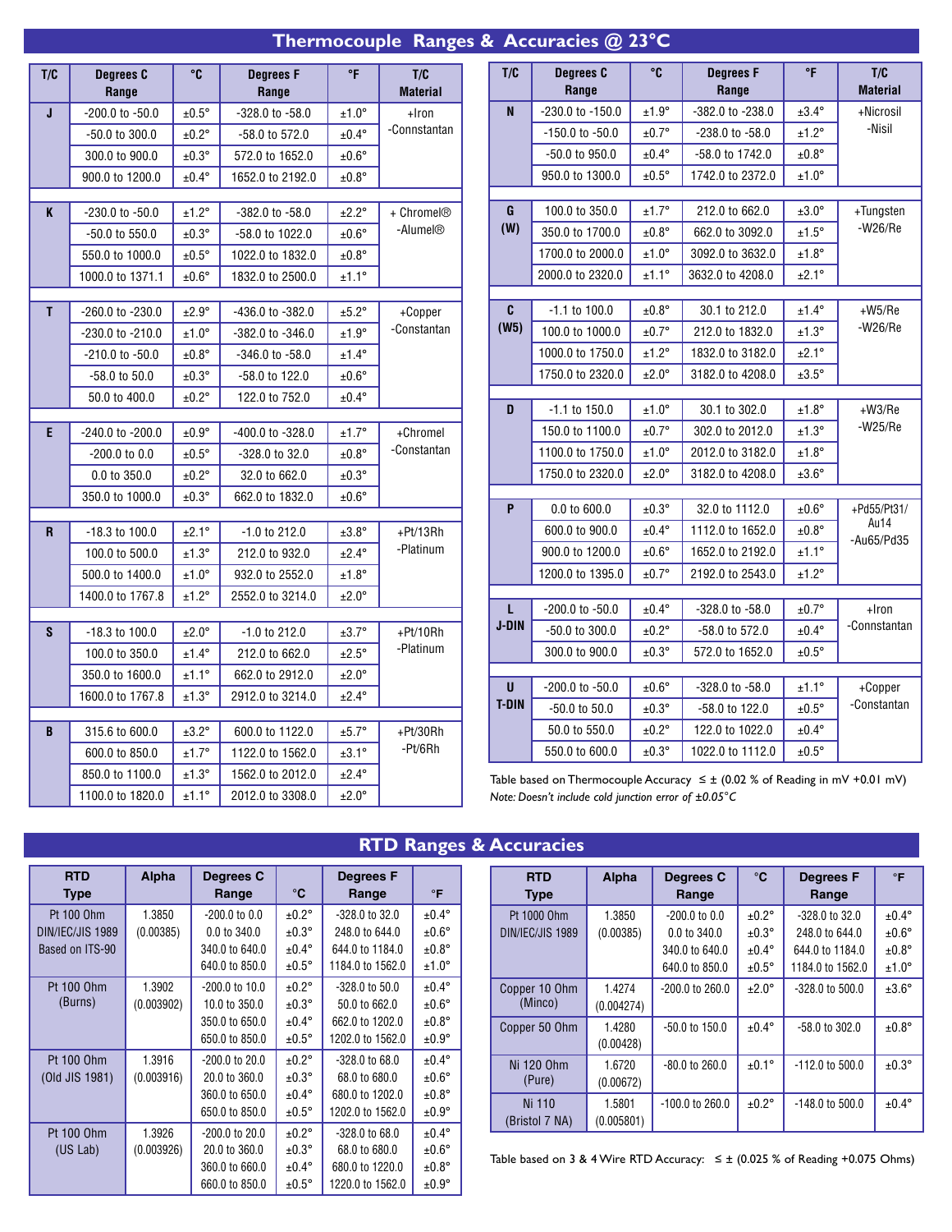## Thermocouple Ranges & Accuracies @ 23°C

| T/C | Degrees C Range | °C | Degrees F Range | °F | T/C Material |
|---|---|---|---|---|---|
| J | -200.0 to -50.0 | ±0.5° | -328.0 to -58.0 | ±1.0° | +Iron -Connstantan |
| | -50.0 to 300.0 | ±0.2° | -58.0 to 572.0 | ±0.4° | |
| | 300.0 to 900.0 | ±0.3° | 572.0 to 1652.0 | ±0.6° | |
| | 900.0 to 1200.0 | ±0.4° | 1652.0 to 2192.0 | ±0.8° | |
| K | -230.0 to -50.0 | ±1.2° | -382.0 to -58.0 | ±2.2° | + Chromel® -Alumel® |
| | -50.0 to 550.0 | ±0.3° | -58.0 to 1022.0 | ±0.6° | |
| | 550.0 to 1000.0 | ±0.5° | 1022.0 to 1832.0 | ±0.8° | |
| | 1000.0 to 1371.1 | ±0.6° | 1832.0 to 2500.0 | ±1.1° | |
| T | -260.0 to -230.0 | ±2.9° | -436.0 to -382.0 | ±5.2° | +Copper -Constantan |
| | -230.0 to -210.0 | ±1.0° | -382.0 to -346.0 | ±1.9° | |
| | -210.0 to -50.0 | ±0.8° | -346.0 to -58.0 | ±1.4° | |
| | -58.0 to 50.0 | ±0.3° | -58.0 to 122.0 | ±0.6° | |
| | 50.0 to 400.0 | ±0.2° | 122.0 to 752.0 | ±0.4° | |
| E | -240.0 to -200.0 | ±0.9° | -400.0 to -328.0 | ±1.7° | +Chromel -Constantan |
| | -200.0 to 0.0 | ±0.5° | -328.0 to 32.0 | ±0.8° | |
| | 0.0 to 350.0 | ±0.2° | 32.0 to 662.0 | ±0.3° | |
| | 350.0 to 1000.0 | ±0.3° | 662.0 to 1832.0 | ±0.6° | |
| R | -18.3 to 100.0 | ±2.1° | -1.0 to 212.0 | ±3.8° | +Pt/13Rh -Platinum |
| | 100.0 to 500.0 | ±1.3° | 212.0 to 932.0 | ±2.4° | |
| | 500.0 to 1400.0 | ±1.0° | 932.0 to 2552.0 | ±1.8° | |
| | 1400.0 to 1767.8 | ±1.2° | 2552.0 to 3214.0 | ±2.0° | |
| S | -18.3 to 100.0 | ±2.0° | -1.0 to 212.0 | ±3.7° | +Pt/10Rh -Platinum |
| | 100.0 to 350.0 | ±1.4° | 212.0 to 662.0 | ±2.5° | |
| | 350.0 to 1600.0 | ±1.1° | 662.0 to 2912.0 | ±2.0° | |
| | 1600.0 to 1767.8 | ±1.3° | 2912.0 to 3214.0 | ±2.4° | |
| B | 315.6 to 600.0 | ±3.2° | 600.0 to 1122.0 | ±5.7° | +Pt/30Rh -Pt/6Rh |
| | 600.0 to 850.0 | ±1.7° | 1122.0 to 1562.0 | ±3.1° | |
| | 850.0 to 1100.0 | ±1.3° | 1562.0 to 2012.0 | ±2.4° | |
| | 1100.0 to 1820.0 | ±1.1° | 2012.0 to 3308.0 | ±2.0° | |

| T/C | Degrees C Range | °C | Degrees F Range | °F | T/C Material |
|---|---|---|---|---|---|
| N | -230.0 to -150.0 | ±1.9° | -382.0 to -238.0 | ±3.4° | +Nicrosil -Nisil |
| | -150.0 to -50.0 | ±0.7° | -238.0 to -58.0 | ±1.2° | |
| | -50.0 to 950.0 | ±0.4° | -58.0 to 1742.0 | ±0.8° | |
| | 950.0 to 1300.0 | ±0.5° | 1742.0 to 2372.0 | ±1.0° | |
| G (W) | 100.0 to 350.0 | ±1.7° | 212.0 to 662.0 | ±3.0° | +Tungsten -W26/Re |
| | 350.0 to 1700.0 | ±0.8° | 662.0 to 3092.0 | ±1.5° | |
| | 1700.0 to 2000.0 | ±1.0° | 3092.0 to 3632.0 | ±1.8° | |
| | 2000.0 to 2320.0 | ±1.1° | 3632.0 to 4208.0 | ±2.1° | |
| C (W5) | -1.1 to 100.0 | ±0.8° | 30.1 to 212.0 | ±1.4° | +W5/Re -W26/Re |
| | 100.0 to 1000.0 | ±0.7° | 212.0 to 1832.0 | ±1.3° | |
| | 1000.0 to 1750.0 | ±1.2° | 1832.0 to 3182.0 | ±2.1° | |
| | 1750.0 to 2320.0 | ±2.0° | 3182.0 to 4208.0 | ±3.5° | |
| D | -1.1 to 150.0 | ±1.0° | 30.1 to 302.0 | ±1.8° | +W3/Re -W25/Re |
| | 150.0 to 1100.0 | ±0.7° | 302.0 to 2012.0 | ±1.3° | |
| | 1100.0 to 1750.0 | ±1.0° | 2012.0 to 3182.0 | ±1.8° | |
| | 1750.0 to 2320.0 | ±2.0° | 3182.0 to 4208.0 | ±3.6° | |
| P | 0.0 to 600.0 | ±0.3° | 32.0 to 1112.0 | ±0.6° | +Pd55/Pt31/Au14 -Au65/Pd35 |
| | 600.0 to 900.0 | ±0.4° | 1112.0 to 1652.0 | ±0.8° | |
| | 900.0 to 1200.0 | ±0.6° | 1652.0 to 2192.0 | ±1.1° | |
| | 1200.0 to 1395.0 | ±0.7° | 2192.0 to 2543.0 | ±1.2° | |
| L J-DIN | -200.0 to -50.0 | ±0.4° | -328.0 to -58.0 | ±0.7° | +Iron -Connstantan |
| | -50.0 to 300.0 | ±0.2° | -58.0 to 572.0 | ±0.4° | |
| | 300.0 to 900.0 | ±0.3° | 572.0 to 1652.0 | ±0.5° | |
| U T-DIN | -200.0 to -50.0 | ±0.6° | -328.0 to -58.0 | ±1.1° | +Copper -Constantan |
| | -50.0 to 50.0 | ±0.3° | -58.0 to 122.0 | ±0.5° | |
| | 50.0 to 550.0 | ±0.2° | 122.0 to 1022.0 | ±0.4° | |
| | 550.0 to 600.0 | ±0.3° | 1022.0 to 1112.0 | ±0.5° | |

Table based on Thermocouple Accuracy ≤ ± (0.02 % of Reading in mV +0.01 mV)

*Note: Doesn't include cold junction error of ±0.05°C*

## RTD Ranges & Accuracies

| RTD Type | Alpha | Degrees C Range | °C | Degrees F Range | °F |
|---|---|---|---|---|---|
| Pt 100 Ohm DIN/IEC/JIS 1989 Based on ITS-90 | 1.3850 (0.00385) | -200.0 to 0.0 | ±0.2° | -328.0 to 32.0 | ±0.4° |
| | | 0.0 to 340.0 | ±0.3° | 248.0 to 644.0 | ±0.6° |
| | | 340.0 to 640.0 | ±0.4° | 644.0 to 1184.0 | ±0.8° |
| | | 640.0 to 850.0 | ±0.5° | 1184.0 to 1562.0 | ±1.0° |
| Pt 100 Ohm (Burns) | 1.3902 (0.003902) | -200.0 to 10.0 | ±0.2° | -328.0 to 50.0 | ±0.4° |
| | | 10.0 to 350.0 | ±0.3° | 50.0 to 662.0 | ±0.6° |
| | | 350.0 to 650.0 | ±0.4° | 662.0 to 1202.0 | ±0.8° |
| | | 650.0 to 850.0 | ±0.5° | 1202.0 to 1562.0 | ±0.9° |
| Pt 100 Ohm (Old JIS 1981) | 1.3916 (0.003916) | -200.0 to 20.0 | ±0.2° | -328.0 to 68.0 | ±0.4° |
| | | 20.0 to 360.0 | ±0.3° | 68.0 to 680.0 | ±0.6° |
| | | 360.0 to 650.0 | ±0.4° | 680.0 to 1202.0 | ±0.8° |
| | | 650.0 to 850.0 | ±0.5° | 1202.0 to 1562.0 | ±0.9° |
| Pt 100 Ohm (US Lab) | 1.3926 (0.003926) | -200.0 to 20.0 | ±0.2° | -328.0 to 68.0 | ±0.4° |
| | | 20.0 to 360.0 | ±0.3° | 68.0 to 680.0 | ±0.6° |
| | | 360.0 to 660.0 | ±0.4° | 680.0 to 1220.0 | ±0.8° |
| | | 660.0 to 850.0 | ±0.5° | 1220.0 to 1562.0 | ±0.9° |

| RTD Type | Alpha | Degrees C Range | °C | Degrees F Range | °F |
|---|---|---|---|---|---|
| Pt 1000 Ohm DIN/IEC/JIS 1989 | 1.3850 (0.00385) | -200.0 to 0.0 | ±0.2° | -328.0 to 32.0 | ±0.4° |
| | | 0.0 to 340.0 | ±0.3° | 248.0 to 644.0 | ±0.6° |
| | | 340.0 to 640.0 | ±0.4° | 644.0 to 1184.0 | ±0.8° |
| | | 640.0 to 850.0 | ±0.5° | 1184.0 to 1562.0 | ±1.0° |
| Copper 10 Ohm (Minco) | 1.4274 (0.004274) | -200.0 to 260.0 | ±2.0° | -328.0 to 500.0 | ±3.6° |
| Copper 50 Ohm | 1.4280 (0.00428) | -50.0 to 150.0 | ±0.4° | -58.0 to 302.0 | ±0.8° |
| Ni 120 Ohm (Pure) | 1.6720 (0.00672) | -80.0 to 260.0 | ±0.1° | -112.0 to 500.0 | ±0.3° |
| Ni 110 (Bristol 7 NA) | 1.5801 (0.005801) | -100.0 to 260.0 | ±0.2° | -148.0 to 500.0 | ±0.4° |

Table based on 3 & 4 Wire RTD Accuracy: ≤ ± (0.025 % of Reading +0.075 Ohms)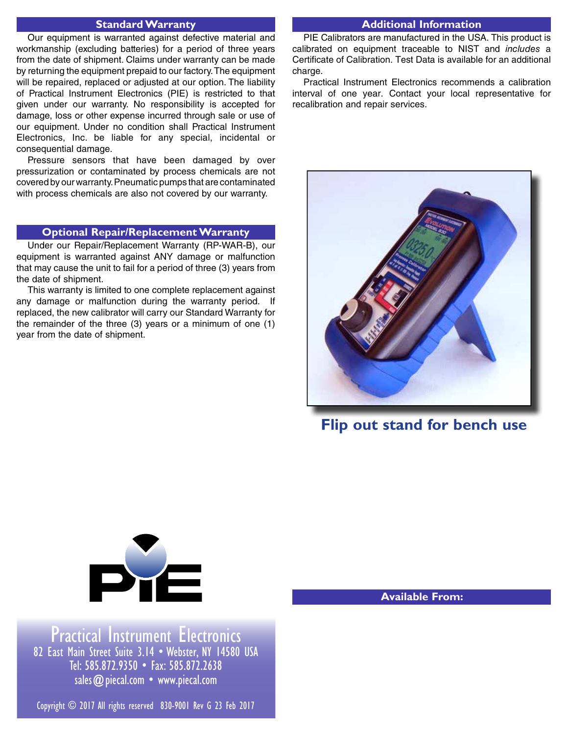## Standard Warranty

Our equipment is warranted against defective material and workmanship (excluding batteries) for a period of three years from the date of shipment. Claims under warranty can be made by returning the equipment prepaid to our factory. The equipment will be repaired, replaced or adjusted at our option. The liability of Practical Instrument Electronics (PIE) is restricted to that given under our warranty. No responsibility is accepted for damage, loss or other expense incurred through sale or use of our equipment. Under no condition shall Practical Instrument Electronics, Inc. be liable for any special, incidental or consequential damage.

Pressure sensors that have been damaged by over pressurization or contaminated by process chemicals are not covered by our warranty. Pneumatic pumps that are contaminated with process chemicals are also not covered by our warranty.

## Optional Repair/Replacement Warranty

Under our Repair/Replacement Warranty (RP-WAR-B), our equipment is warranted against ANY damage or malfunction that may cause the unit to fail for a period of three (3) years from the date of shipment.

This warranty is limited to one complete replacement against any damage or malfunction during the warranty period. If replaced, the new calibrator will carry our Standard Warranty for the remainder of the three (3) years or a minimum of one (1) year from the date of shipment.

## Additional Information

PIE Calibrators are manufactured in the USA. This product is calibrated on equipment traceable to NIST and *includes* a Certificate of Calibration. Test Data is available for an additional charge.

Practical Instrument Electronics recommends a calibration interval of one year. Contact your local representative for recalibration and repair services.

**Flip out stand for bench use**

PIE

Practical Instrument Electronics
82 East Main Street Suite 3.14 • Webster, NY 14580 USA
Tel: 585.872.9350 • Fax: 585.872.2638
sales@piecal.com • www.piecal.com

Copyright © 2017 All rights reserved 830-9001 Rev G 23 Feb 2017

**Available From:**